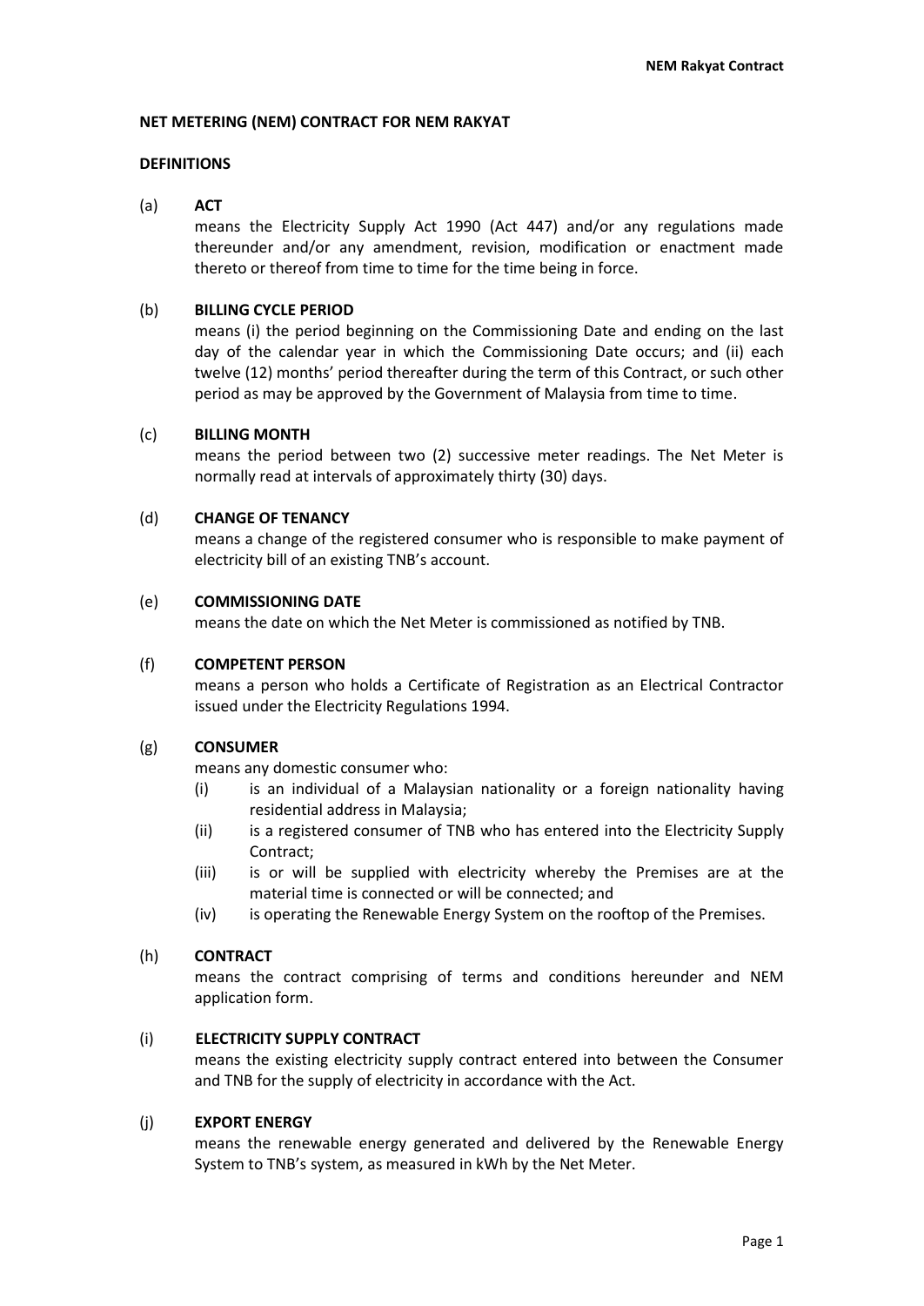## NET METERING (NEM) CONTRACT FOR NEM RAKYAT

### DEFINITIONS

(a) **ACT**

means the Electricity Supply Act 1990 (Act 447) and/or any regulations made thereunder and/or any amendment, revision, modification or enactment made thereto or thereof from time to time for the time being in force.

(b) **BILLING CYCLE PERIOD**

means (i) the period beginning on the Commissioning Date and ending on the last day of the calendar year in which the Commissioning Date occurs; and (ii) each twelve (12) months' period thereafter during the term of this Contract, or such other period as may be approved by the Government of Malaysia from time to time.

(c) **BILLING MONTH**

means the period between two (2) successive meter readings. The Net Meter is normally read at intervals of approximately thirty (30) days.

(d) **CHANGE OF TENANCY**

means a change of the registered consumer who is responsible to make payment of electricity bill of an existing TNB's account.

(e) **COMMISSIONING DATE**

means the date on which the Net Meter is commissioned as notified by TNB.

(f) **COMPETENT PERSON**

means a person who holds a Certificate of Registration as an Electrical Contractor issued under the Electricity Regulations 1994.

(g) **CONSUMER**

means any domestic consumer who:

(i) is an individual of a Malaysian nationality or a foreign nationality having residential address in Malaysia;

(ii) is a registered consumer of TNB who has entered into the Electricity Supply Contract;

(iii) is or will be supplied with electricity whereby the Premises are at the material time is connected or will be connected; and

(iv) is operating the Renewable Energy System on the rooftop of the Premises.

(h) **CONTRACT**

means the contract comprising of terms and conditions hereunder and NEM application form.

(i) **ELECTRICITY SUPPLY CONTRACT**

means the existing electricity supply contract entered into between the Consumer and TNB for the supply of electricity in accordance with the Act.

(j) **EXPORT ENERGY**

means the renewable energy generated and delivered by the Renewable Energy System to TNB's system, as measured in kWh by the Net Meter.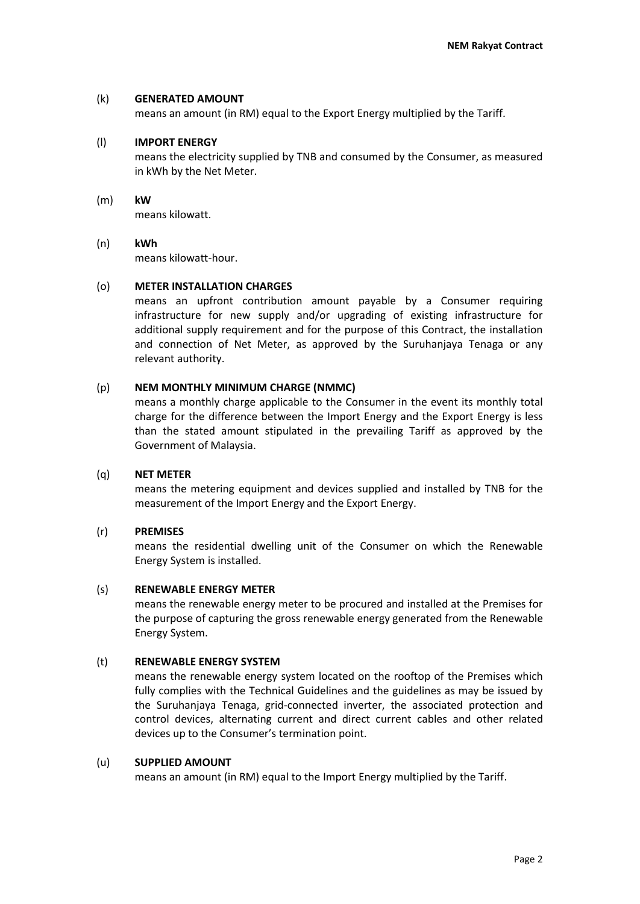(k) **GENERATED AMOUNT**
means an amount (in RM) equal to the Export Energy multiplied by the Tariff.

(l) **IMPORT ENERGY**
means the electricity supplied by TNB and consumed by the Consumer, as measured in kWh by the Net Meter.

(m) **kW**
means kilowatt.

(n) **kWh**
means kilowatt-hour.

(o) **METER INSTALLATION CHARGES**
means an upfront contribution amount payable by a Consumer requiring infrastructure for new supply and/or upgrading of existing infrastructure for additional supply requirement and for the purpose of this Contract, the installation and connection of Net Meter, as approved by the Suruhanjaya Tenaga or any relevant authority.

(p) **NEM MONTHLY MINIMUM CHARGE (NMMC)**
means a monthly charge applicable to the Consumer in the event its monthly total charge for the difference between the Import Energy and the Export Energy is less than the stated amount stipulated in the prevailing Tariff as approved by the Government of Malaysia.

(q) **NET METER**
means the metering equipment and devices supplied and installed by TNB for the measurement of the Import Energy and the Export Energy.

(r) **PREMISES**
means the residential dwelling unit of the Consumer on which the Renewable Energy System is installed.

(s) **RENEWABLE ENERGY METER**
means the renewable energy meter to be procured and installed at the Premises for the purpose of capturing the gross renewable energy generated from the Renewable Energy System.

(t) **RENEWABLE ENERGY SYSTEM**
means the renewable energy system located on the rooftop of the Premises which fully complies with the Technical Guidelines and the guidelines as may be issued by the Suruhanjaya Tenaga, grid-connected inverter, the associated protection and control devices, alternating current and direct current cables and other related devices up to the Consumer's termination point.

(u) **SUPPLIED AMOUNT**
means an amount (in RM) equal to the Import Energy multiplied by the Tariff.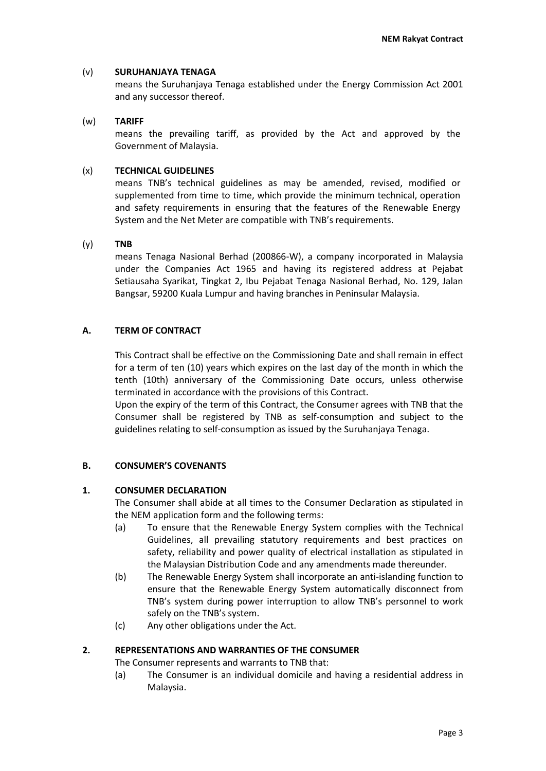(v) **SURUHANJAYA TENAGA**
means the Suruhanjaya Tenaga established under the Energy Commission Act 2001 and any successor thereof.

(w) **TARIFF**
means the prevailing tariff, as provided by the Act and approved by the Government of Malaysia.

(x) **TECHNICAL GUIDELINES**
means TNB's technical guidelines as may be amended, revised, modified or supplemented from time to time, which provide the minimum technical, operation and safety requirements in ensuring that the features of the Renewable Energy System and the Net Meter are compatible with TNB's requirements.

(y) **TNB**
means Tenaga Nasional Berhad (200866-W), a company incorporated in Malaysia under the Companies Act 1965 and having its registered address at Pejabat Setiausaha Syarikat, Tingkat 2, Ibu Pejabat Tenaga Nasional Berhad, No. 129, Jalan Bangsar, 59200 Kuala Lumpur and having branches in Peninsular Malaysia.

## A. TERM OF CONTRACT

This Contract shall be effective on the Commissioning Date and shall remain in effect for a term of ten (10) years which expires on the last day of the month in which the tenth (10th) anniversary of the Commissioning Date occurs, unless otherwise terminated in accordance with the provisions of this Contract.
Upon the expiry of the term of this Contract, the Consumer agrees with TNB that the Consumer shall be registered by TNB as self-consumption and subject to the guidelines relating to self-consumption as issued by the Suruhanjaya Tenaga.

## B. CONSUMER'S COVENANTS

### 1. CONSUMER DECLARATION

The Consumer shall abide at all times to the Consumer Declaration as stipulated in the NEM application form and the following terms:

(a) To ensure that the Renewable Energy System complies with the Technical Guidelines, all prevailing statutory requirements and best practices on safety, reliability and power quality of electrical installation as stipulated in the Malaysian Distribution Code and any amendments made thereunder.

(b) The Renewable Energy System shall incorporate an anti-islanding function to ensure that the Renewable Energy System automatically disconnect from TNB's system during power interruption to allow TNB's personnel to work safely on the TNB's system.

(c) Any other obligations under the Act.

### 2. REPRESENTATIONS AND WARRANTIES OF THE CONSUMER

The Consumer represents and warrants to TNB that:

(a) The Consumer is an individual domicile and having a residential address in Malaysia.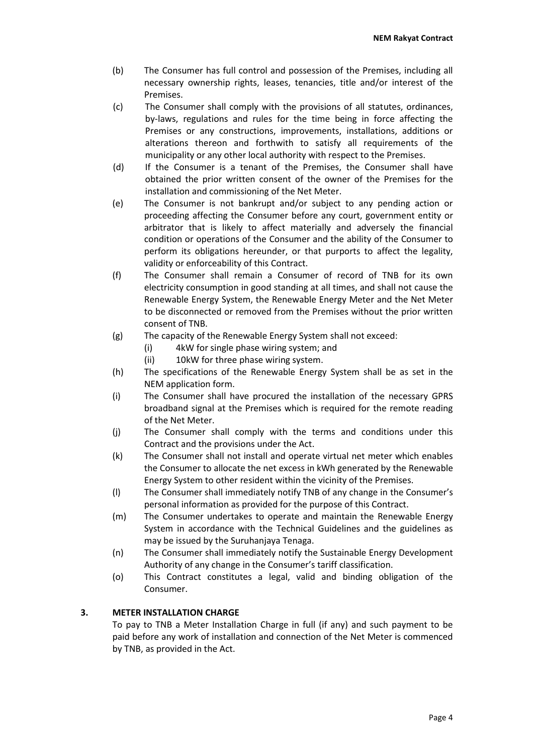(b) The Consumer has full control and possession of the Premises, including all necessary ownership rights, leases, tenancies, title and/or interest of the Premises.

(c) The Consumer shall comply with the provisions of all statutes, ordinances, by-laws, regulations and rules for the time being in force affecting the Premises or any constructions, improvements, installations, additions or alterations thereon and forthwith to satisfy all requirements of the municipality or any other local authority with respect to the Premises.

(d) If the Consumer is a tenant of the Premises, the Consumer shall have obtained the prior written consent of the owner of the Premises for the installation and commissioning of the Net Meter.

(e) The Consumer is not bankrupt and/or subject to any pending action or proceeding affecting the Consumer before any court, government entity or arbitrator that is likely to affect materially and adversely the financial condition or operations of the Consumer and the ability of the Consumer to perform its obligations hereunder, or that purports to affect the legality, validity or enforceability of this Contract.

(f) The Consumer shall remain a Consumer of record of TNB for its own electricity consumption in good standing at all times, and shall not cause the Renewable Energy System, the Renewable Energy Meter and the Net Meter to be disconnected or removed from the Premises without the prior written consent of TNB.

(g) The capacity of the Renewable Energy System shall not exceed:
   (i) 4kW for single phase wiring system; and
   (ii) 10kW for three phase wiring system.

(h) The specifications of the Renewable Energy System shall be as set in the NEM application form.

(i) The Consumer shall have procured the installation of the necessary GPRS broadband signal at the Premises which is required for the remote reading of the Net Meter.

(j) The Consumer shall comply with the terms and conditions under this Contract and the provisions under the Act.

(k) The Consumer shall not install and operate virtual net meter which enables the Consumer to allocate the net excess in kWh generated by the Renewable Energy System to other resident within the vicinity of the Premises.

(l) The Consumer shall immediately notify TNB of any change in the Consumer's personal information as provided for the purpose of this Contract.

(m) The Consumer undertakes to operate and maintain the Renewable Energy System in accordance with the Technical Guidelines and the guidelines as may be issued by the Suruhanjaya Tenaga.

(n) The Consumer shall immediately notify the Sustainable Energy Development Authority of any change in the Consumer's tariff classification.

(o) This Contract constitutes a legal, valid and binding obligation of the Consumer.

## 3. METER INSTALLATION CHARGE

To pay to TNB a Meter Installation Charge in full (if any) and such payment to be paid before any work of installation and connection of the Net Meter is commenced by TNB, as provided in the Act.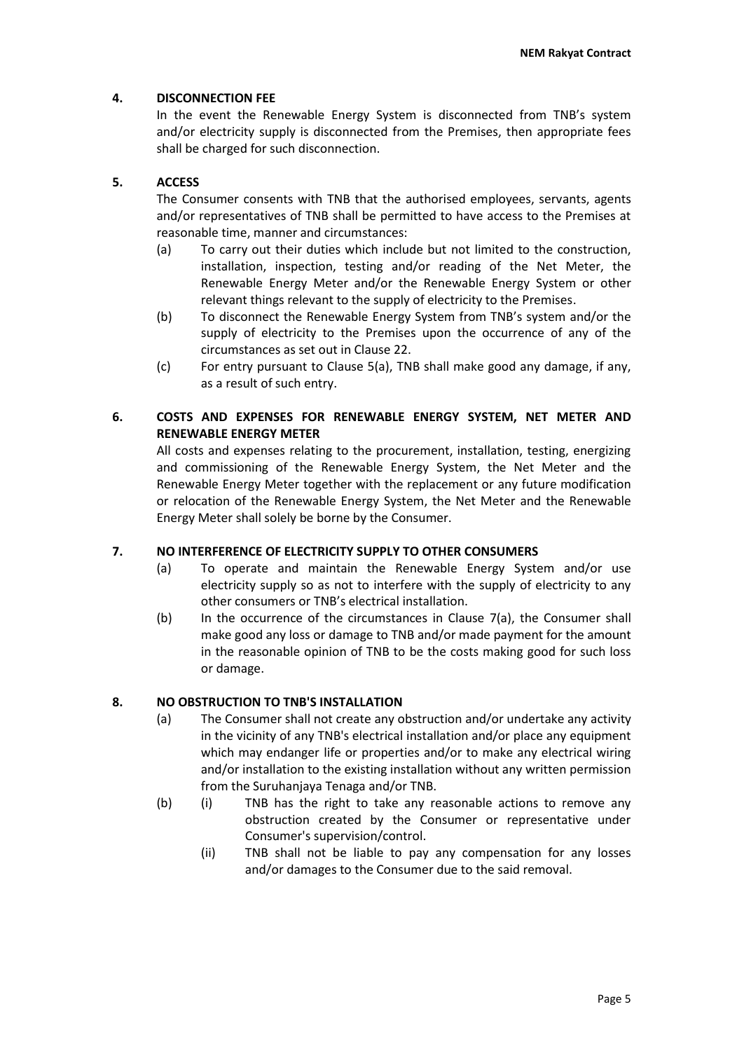## 4. DISCONNECTION FEE

In the event the Renewable Energy System is disconnected from TNB's system and/or electricity supply is disconnected from the Premises, then appropriate fees shall be charged for such disconnection.

## 5. ACCESS

The Consumer consents with TNB that the authorised employees, servants, agents and/or representatives of TNB shall be permitted to have access to the Premises at reasonable time, manner and circumstances:

(a) To carry out their duties which include but not limited to the construction, installation, inspection, testing and/or reading of the Net Meter, the Renewable Energy Meter and/or the Renewable Energy System or other relevant things relevant to the supply of electricity to the Premises.

(b) To disconnect the Renewable Energy System from TNB's system and/or the supply of electricity to the Premises upon the occurrence of any of the circumstances as set out in Clause 22.

(c) For entry pursuant to Clause 5(a), TNB shall make good any damage, if any, as a result of such entry.

## 6. COSTS AND EXPENSES FOR RENEWABLE ENERGY SYSTEM, NET METER AND RENEWABLE ENERGY METER

All costs and expenses relating to the procurement, installation, testing, energizing and commissioning of the Renewable Energy System, the Net Meter and the Renewable Energy Meter together with the replacement or any future modification or relocation of the Renewable Energy System, the Net Meter and the Renewable Energy Meter shall solely be borne by the Consumer.

## 7. NO INTERFERENCE OF ELECTRICITY SUPPLY TO OTHER CONSUMERS

(a) To operate and maintain the Renewable Energy System and/or use electricity supply so as not to interfere with the supply of electricity to any other consumers or TNB's electrical installation.

(b) In the occurrence of the circumstances in Clause 7(a), the Consumer shall make good any loss or damage to TNB and/or made payment for the amount in the reasonable opinion of TNB to be the costs making good for such loss or damage.

## 8. NO OBSTRUCTION TO TNB'S INSTALLATION

(a) The Consumer shall not create any obstruction and/or undertake any activity in the vicinity of any TNB's electrical installation and/or place any equipment which may endanger life or properties and/or to make any electrical wiring and/or installation to the existing installation without any written permission from the Suruhanjaya Tenaga and/or TNB.

(b) (i) TNB has the right to take any reasonable actions to remove any obstruction created by the Consumer or representative under Consumer's supervision/control.

(ii) TNB shall not be liable to pay any compensation for any losses and/or damages to the Consumer due to the said removal.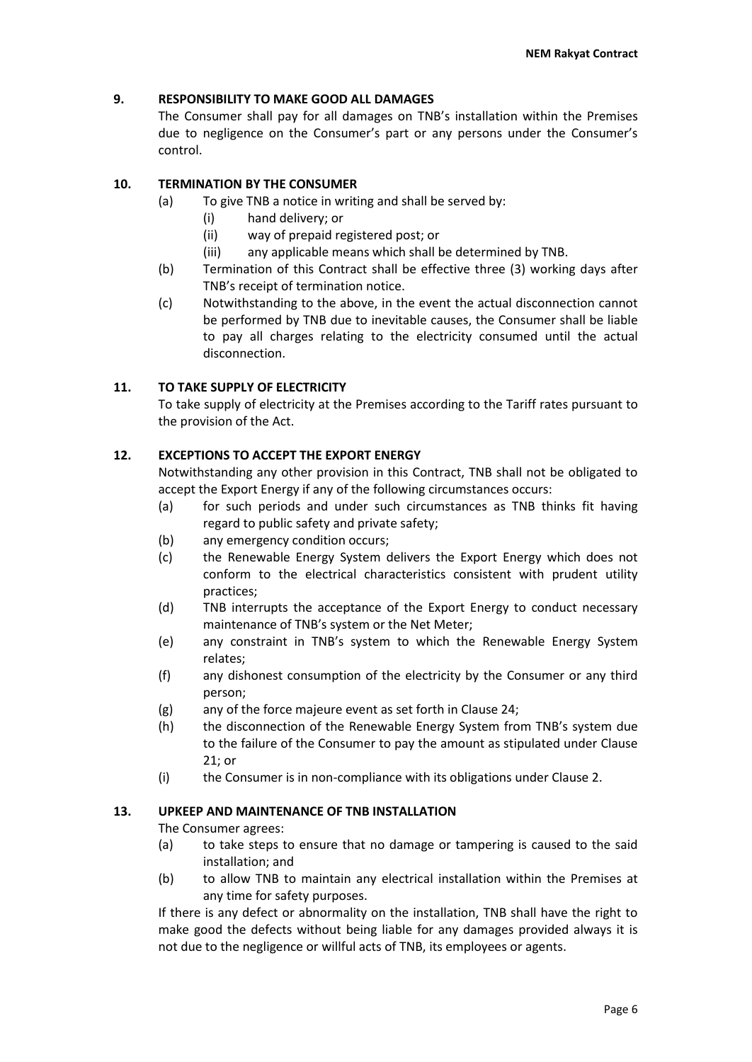## 9. RESPONSIBILITY TO MAKE GOOD ALL DAMAGES

The Consumer shall pay for all damages on TNB's installation within the Premises due to negligence on the Consumer's part or any persons under the Consumer's control.

## 10. TERMINATION BY THE CONSUMER

(a) To give TNB a notice in writing and shall be served by:

- (i) hand delivery; or
- (ii) way of prepaid registered post; or
- (iii) any applicable means which shall be determined by TNB.

(b) Termination of this Contract shall be effective three (3) working days after TNB's receipt of termination notice.

(c) Notwithstanding to the above, in the event the actual disconnection cannot be performed by TNB due to inevitable causes, the Consumer shall be liable to pay all charges relating to the electricity consumed until the actual disconnection.

## 11. TO TAKE SUPPLY OF ELECTRICITY

To take supply of electricity at the Premises according to the Tariff rates pursuant to the provision of the Act.

## 12. EXCEPTIONS TO ACCEPT THE EXPORT ENERGY

Notwithstanding any other provision in this Contract, TNB shall not be obligated to accept the Export Energy if any of the following circumstances occurs:

(a) for such periods and under such circumstances as TNB thinks fit having regard to public safety and private safety;

(b) any emergency condition occurs;

(c) the Renewable Energy System delivers the Export Energy which does not conform to the electrical characteristics consistent with prudent utility practices;

(d) TNB interrupts the acceptance of the Export Energy to conduct necessary maintenance of TNB's system or the Net Meter;

(e) any constraint in TNB's system to which the Renewable Energy System relates;

(f) any dishonest consumption of the electricity by the Consumer or any third person;

(g) any of the force majeure event as set forth in Clause 24;

(h) the disconnection of the Renewable Energy System from TNB's system due to the failure of the Consumer to pay the amount as stipulated under Clause 21; or

(i) the Consumer is in non-compliance with its obligations under Clause 2.

## 13. UPKEEP AND MAINTENANCE OF TNB INSTALLATION

The Consumer agrees:

(a) to take steps to ensure that no damage or tampering is caused to the said installation; and

(b) to allow TNB to maintain any electrical installation within the Premises at any time for safety purposes.

If there is any defect or abnormality on the installation, TNB shall have the right to make good the defects without being liable for any damages provided always it is not due to the negligence or willful acts of TNB, its employees or agents.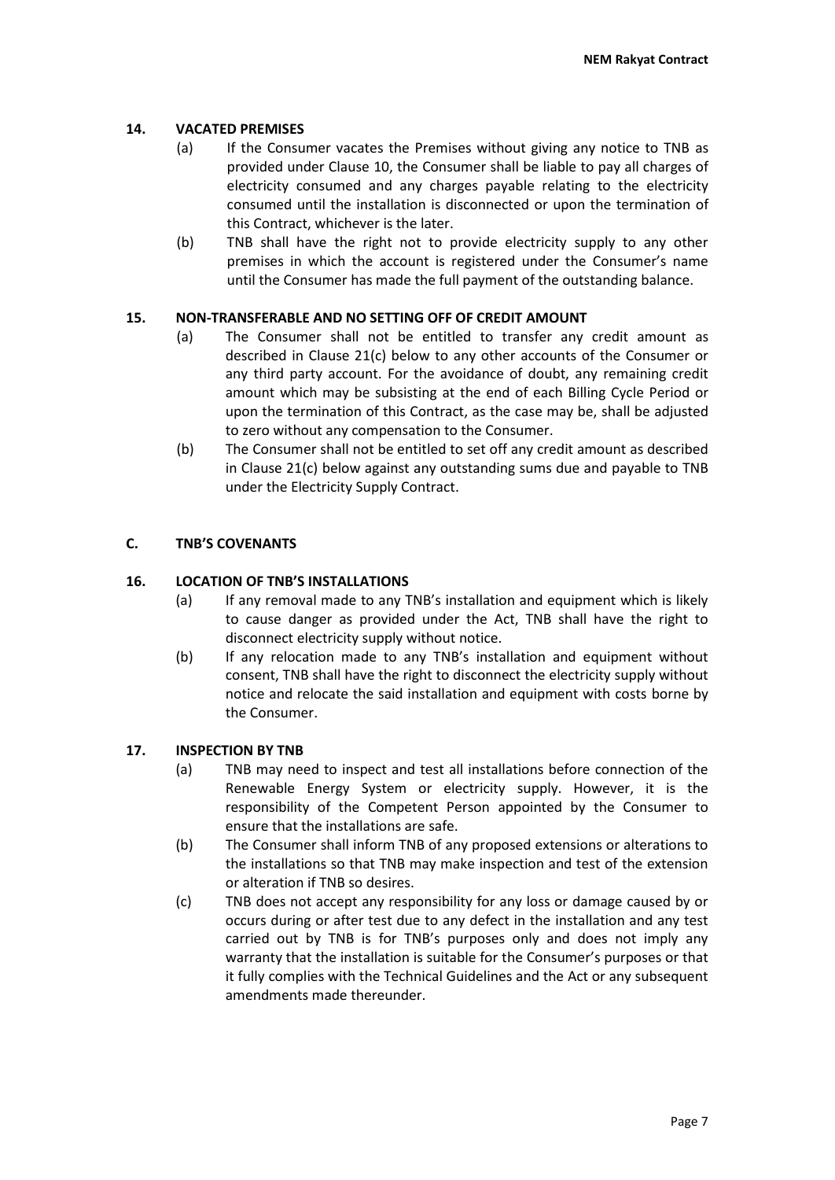## 14. VACATED PREMISES

(a) If the Consumer vacates the Premises without giving any notice to TNB as provided under Clause 10, the Consumer shall be liable to pay all charges of electricity consumed and any charges payable relating to the electricity consumed until the installation is disconnected or upon the termination of this Contract, whichever is the later.

(b) TNB shall have the right not to provide electricity supply to any other premises in which the account is registered under the Consumer's name until the Consumer has made the full payment of the outstanding balance.

## 15. NON-TRANSFERABLE AND NO SETTING OFF OF CREDIT AMOUNT

(a) The Consumer shall not be entitled to transfer any credit amount as described in Clause 21(c) below to any other accounts of the Consumer or any third party account. For the avoidance of doubt, any remaining credit amount which may be subsisting at the end of each Billing Cycle Period or upon the termination of this Contract, as the case may be, shall be adjusted to zero without any compensation to the Consumer.

(b) The Consumer shall not be entitled to set off any credit amount as described in Clause 21(c) below against any outstanding sums due and payable to TNB under the Electricity Supply Contract.

# C. TNB'S COVENANTS

## 16. LOCATION OF TNB'S INSTALLATIONS

(a) If any removal made to any TNB's installation and equipment which is likely to cause danger as provided under the Act, TNB shall have the right to disconnect electricity supply without notice.

(b) If any relocation made to any TNB's installation and equipment without consent, TNB shall have the right to disconnect the electricity supply without notice and relocate the said installation and equipment with costs borne by the Consumer.

## 17. INSPECTION BY TNB

(a) TNB may need to inspect and test all installations before connection of the Renewable Energy System or electricity supply. However, it is the responsibility of the Competent Person appointed by the Consumer to ensure that the installations are safe.

(b) The Consumer shall inform TNB of any proposed extensions or alterations to the installations so that TNB may make inspection and test of the extension or alteration if TNB so desires.

(c) TNB does not accept any responsibility for any loss or damage caused by or occurs during or after test due to any defect in the installation and any test carried out by TNB is for TNB's purposes only and does not imply any warranty that the installation is suitable for the Consumer's purposes or that it fully complies with the Technical Guidelines and the Act or any subsequent amendments made thereunder.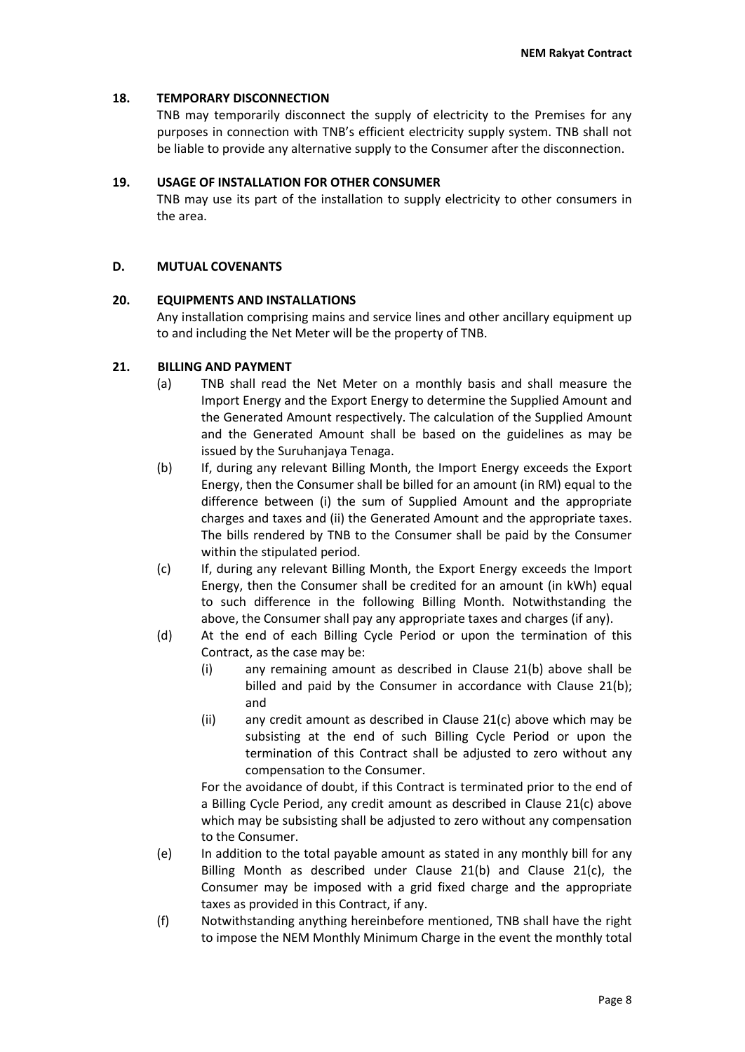**18. TEMPORARY DISCONNECTION**

TNB may temporarily disconnect the supply of electricity to the Premises for any purposes in connection with TNB's efficient electricity supply system. TNB shall not be liable to provide any alternative supply to the Consumer after the disconnection.

**19. USAGE OF INSTALLATION FOR OTHER CONSUMER**

TNB may use its part of the installation to supply electricity to other consumers in the area.

## D. MUTUAL COVENANTS

**20. EQUIPMENTS AND INSTALLATIONS**

Any installation comprising mains and service lines and other ancillary equipment up to and including the Net Meter will be the property of TNB.

**21. BILLING AND PAYMENT**

(a) TNB shall read the Net Meter on a monthly basis and shall measure the Import Energy and the Export Energy to determine the Supplied Amount and the Generated Amount respectively. The calculation of the Supplied Amount and the Generated Amount shall be based on the guidelines as may be issued by the Suruhanjaya Tenaga.

(b) If, during any relevant Billing Month, the Import Energy exceeds the Export Energy, then the Consumer shall be billed for an amount (in RM) equal to the difference between (i) the sum of Supplied Amount and the appropriate charges and taxes and (ii) the Generated Amount and the appropriate taxes. The bills rendered by TNB to the Consumer shall be paid by the Consumer within the stipulated period.

(c) If, during any relevant Billing Month, the Export Energy exceeds the Import Energy, then the Consumer shall be credited for an amount (in kWh) equal to such difference in the following Billing Month. Notwithstanding the above, the Consumer shall pay any appropriate taxes and charges (if any).

(d) At the end of each Billing Cycle Period or upon the termination of this Contract, as the case may be:

   (i) any remaining amount as described in Clause 21(b) above shall be billed and paid by the Consumer in accordance with Clause 21(b); and

   (ii) any credit amount as described in Clause 21(c) above which may be subsisting at the end of such Billing Cycle Period or upon the termination of this Contract shall be adjusted to zero without any compensation to the Consumer.

   For the avoidance of doubt, if this Contract is terminated prior to the end of a Billing Cycle Period, any credit amount as described in Clause 21(c) above which may be subsisting shall be adjusted to zero without any compensation to the Consumer.

(e) In addition to the total payable amount as stated in any monthly bill for any Billing Month as described under Clause 21(b) and Clause 21(c), the Consumer may be imposed with a grid fixed charge and the appropriate taxes as provided in this Contract, if any.

(f) Notwithstanding anything hereinbefore mentioned, TNB shall have the right to impose the NEM Monthly Minimum Charge in the event the monthly total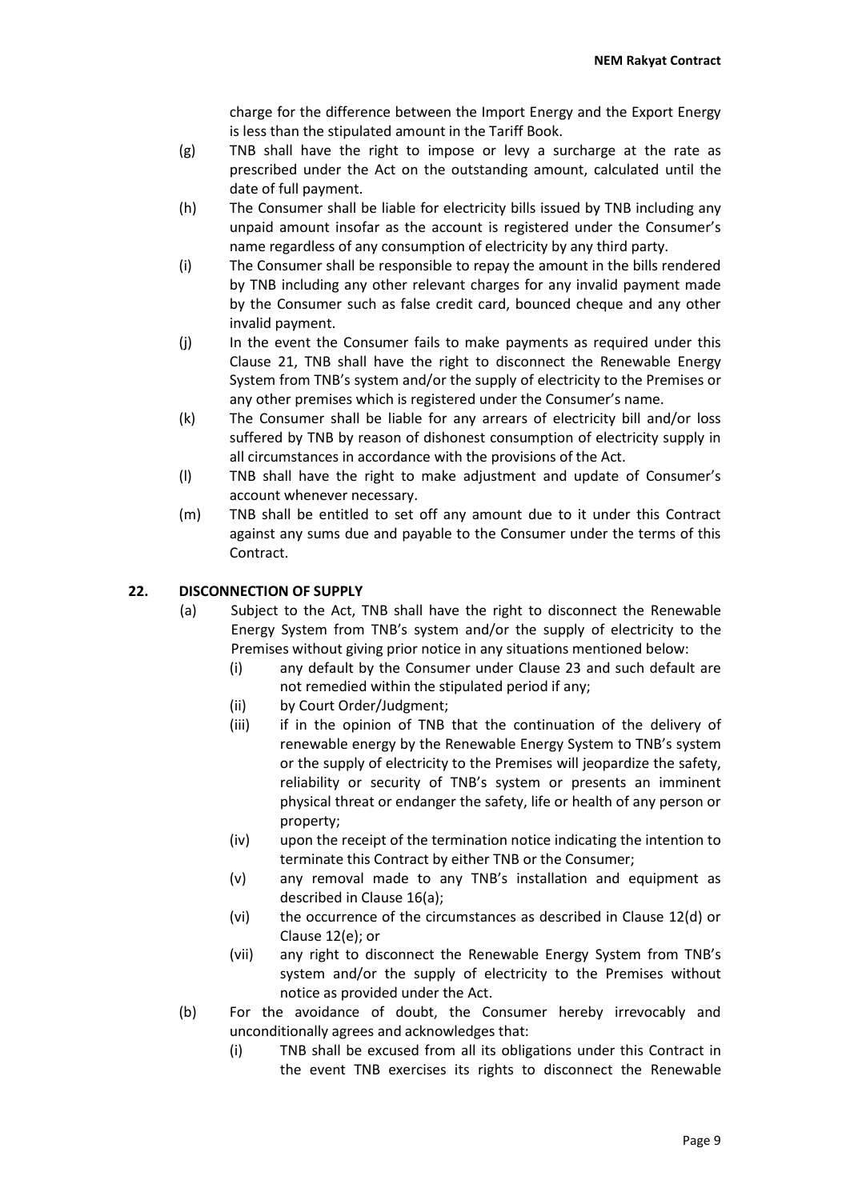charge for the difference between the Import Energy and the Export Energy is less than the stipulated amount in the Tariff Book.

(g) TNB shall have the right to impose or levy a surcharge at the rate as prescribed under the Act on the outstanding amount, calculated until the date of full payment.

(h) The Consumer shall be liable for electricity bills issued by TNB including any unpaid amount insofar as the account is registered under the Consumer's name regardless of any consumption of electricity by any third party.

(i) The Consumer shall be responsible to repay the amount in the bills rendered by TNB including any other relevant charges for any invalid payment made by the Consumer such as false credit card, bounced cheque and any other invalid payment.

(j) In the event the Consumer fails to make payments as required under this Clause 21, TNB shall have the right to disconnect the Renewable Energy System from TNB's system and/or the supply of electricity to the Premises or any other premises which is registered under the Consumer's name.

(k) The Consumer shall be liable for any arrears of electricity bill and/or loss suffered by TNB by reason of dishonest consumption of electricity supply in all circumstances in accordance with the provisions of the Act.

(l) TNB shall have the right to make adjustment and update of Consumer's account whenever necessary.

(m) TNB shall be entitled to set off any amount due to it under this Contract against any sums due and payable to the Consumer under the terms of this Contract.

## 22. DISCONNECTION OF SUPPLY

(a) Subject to the Act, TNB shall have the right to disconnect the Renewable Energy System from TNB's system and/or the supply of electricity to the Premises without giving prior notice in any situations mentioned below:

  (i) any default by the Consumer under Clause 23 and such default are not remedied within the stipulated period if any;

  (ii) by Court Order/Judgment;

  (iii) if in the opinion of TNB that the continuation of the delivery of renewable energy by the Renewable Energy System to TNB's system or the supply of electricity to the Premises will jeopardize the safety, reliability or security of TNB's system or presents an imminent physical threat or endanger the safety, life or health of any person or property;

  (iv) upon the receipt of the termination notice indicating the intention to terminate this Contract by either TNB or the Consumer;

  (v) any removal made to any TNB's installation and equipment as described in Clause 16(a);

  (vi) the occurrence of the circumstances as described in Clause 12(d) or Clause 12(e); or

  (vii) any right to disconnect the Renewable Energy System from TNB's system and/or the supply of electricity to the Premises without notice as provided under the Act.

(b) For the avoidance of doubt, the Consumer hereby irrevocably and unconditionally agrees and acknowledges that:

  (i) TNB shall be excused from all its obligations under this Contract in the event TNB exercises its rights to disconnect the Renewable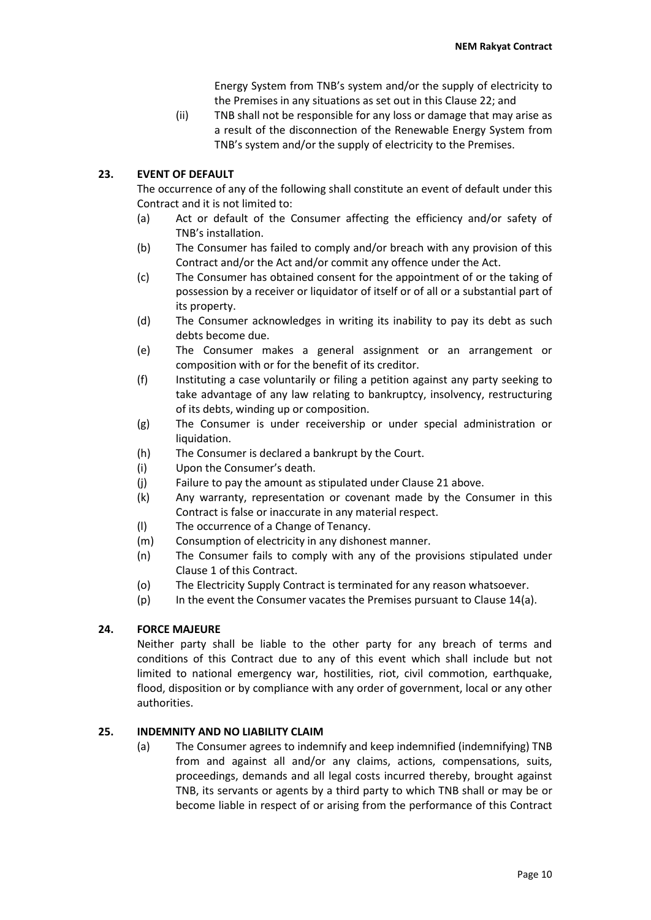Energy System from TNB's system and/or the supply of electricity to the Premises in any situations as set out in this Clause 22; and

(ii) TNB shall not be responsible for any loss or damage that may arise as a result of the disconnection of the Renewable Energy System from TNB's system and/or the supply of electricity to the Premises.

## 23. EVENT OF DEFAULT

The occurrence of any of the following shall constitute an event of default under this Contract and it is not limited to:

(a) Act or default of the Consumer affecting the efficiency and/or safety of TNB's installation.

(b) The Consumer has failed to comply and/or breach with any provision of this Contract and/or the Act and/or commit any offence under the Act.

(c) The Consumer has obtained consent for the appointment of or the taking of possession by a receiver or liquidator of itself or of all or a substantial part of its property.

(d) The Consumer acknowledges in writing its inability to pay its debt as such debts become due.

(e) The Consumer makes a general assignment or an arrangement or composition with or for the benefit of its creditor.

(f) Instituting a case voluntarily or filing a petition against any party seeking to take advantage of any law relating to bankruptcy, insolvency, restructuring of its debts, winding up or composition.

(g) The Consumer is under receivership or under special administration or liquidation.

(h) The Consumer is declared a bankrupt by the Court.

(i) Upon the Consumer's death.

(j) Failure to pay the amount as stipulated under Clause 21 above.

(k) Any warranty, representation or covenant made by the Consumer in this Contract is false or inaccurate in any material respect.

(l) The occurrence of a Change of Tenancy.

(m) Consumption of electricity in any dishonest manner.

(n) The Consumer fails to comply with any of the provisions stipulated under Clause 1 of this Contract.

(o) The Electricity Supply Contract is terminated for any reason whatsoever.

(p) In the event the Consumer vacates the Premises pursuant to Clause 14(a).

## 24. FORCE MAJEURE

Neither party shall be liable to the other party for any breach of terms and conditions of this Contract due to any of this event which shall include but not limited to national emergency war, hostilities, riot, civil commotion, earthquake, flood, disposition or by compliance with any order of government, local or any other authorities.

## 25. INDEMNITY AND NO LIABILITY CLAIM

(a) The Consumer agrees to indemnify and keep indemnified (indemnifying) TNB from and against all and/or any claims, actions, compensations, suits, proceedings, demands and all legal costs incurred thereby, brought against TNB, its servants or agents by a third party to which TNB shall or may be or become liable in respect of or arising from the performance of this Contract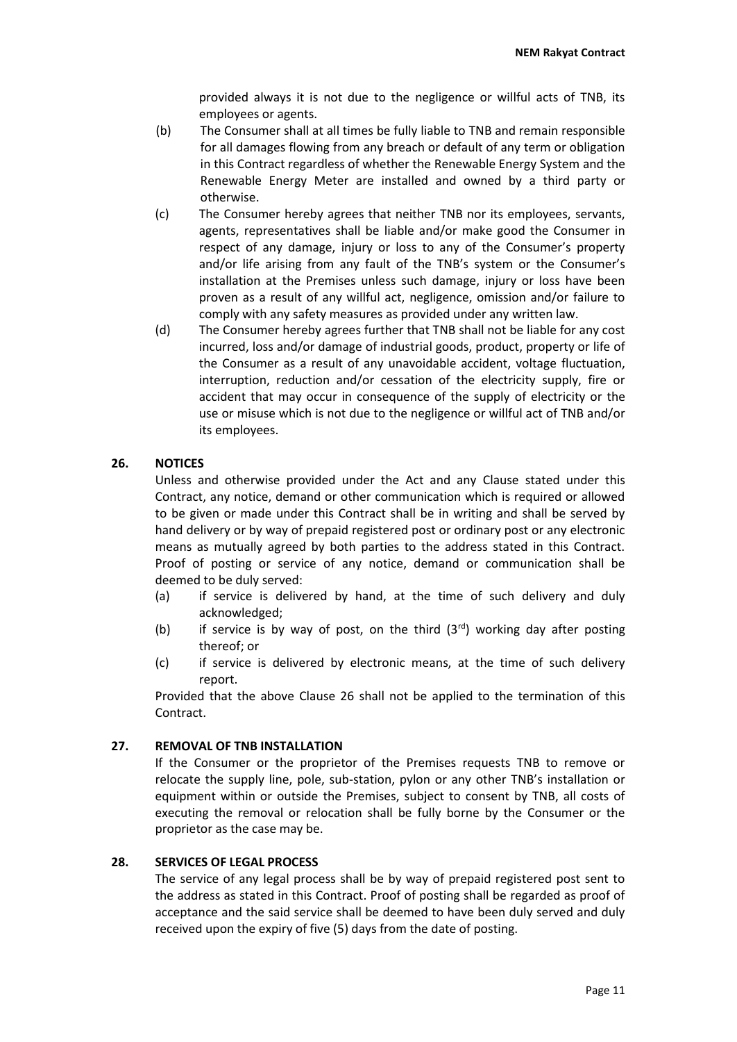provided always it is not due to the negligence or willful acts of TNB, its employees or agents.

(b) The Consumer shall at all times be fully liable to TNB and remain responsible for all damages flowing from any breach or default of any term or obligation in this Contract regardless of whether the Renewable Energy System and the Renewable Energy Meter are installed and owned by a third party or otherwise.

(c) The Consumer hereby agrees that neither TNB nor its employees, servants, agents, representatives shall be liable and/or make good the Consumer in respect of any damage, injury or loss to any of the Consumer's property and/or life arising from any fault of the TNB's system or the Consumer's installation at the Premises unless such damage, injury or loss have been proven as a result of any willful act, negligence, omission and/or failure to comply with any safety measures as provided under any written law.

(d) The Consumer hereby agrees further that TNB shall not be liable for any cost incurred, loss and/or damage of industrial goods, product, property or life of the Consumer as a result of any unavoidable accident, voltage fluctuation, interruption, reduction and/or cessation of the electricity supply, fire or accident that may occur in consequence of the supply of electricity or the use or misuse which is not due to the negligence or willful act of TNB and/or its employees.

## 26. NOTICES

Unless and otherwise provided under the Act and any Clause stated under this Contract, any notice, demand or other communication which is required or allowed to be given or made under this Contract shall be in writing and shall be served by hand delivery or by way of prepaid registered post or ordinary post or any electronic means as mutually agreed by both parties to the address stated in this Contract. Proof of posting or service of any notice, demand or communication shall be deemed to be duly served:

(a) if service is delivered by hand, at the time of such delivery and duly acknowledged;

(b) if service is by way of post, on the third (3rd) working day after posting thereof; or

(c) if service is delivered by electronic means, at the time of such delivery report.

Provided that the above Clause 26 shall not be applied to the termination of this Contract.

## 27. REMOVAL OF TNB INSTALLATION

If the Consumer or the proprietor of the Premises requests TNB to remove or relocate the supply line, pole, sub-station, pylon or any other TNB's installation or equipment within or outside the Premises, subject to consent by TNB, all costs of executing the removal or relocation shall be fully borne by the Consumer or the proprietor as the case may be.

## 28. SERVICES OF LEGAL PROCESS

The service of any legal process shall be by way of prepaid registered post sent to the address as stated in this Contract. Proof of posting shall be regarded as proof of acceptance and the said service shall be deemed to have been duly served and duly received upon the expiry of five (5) days from the date of posting.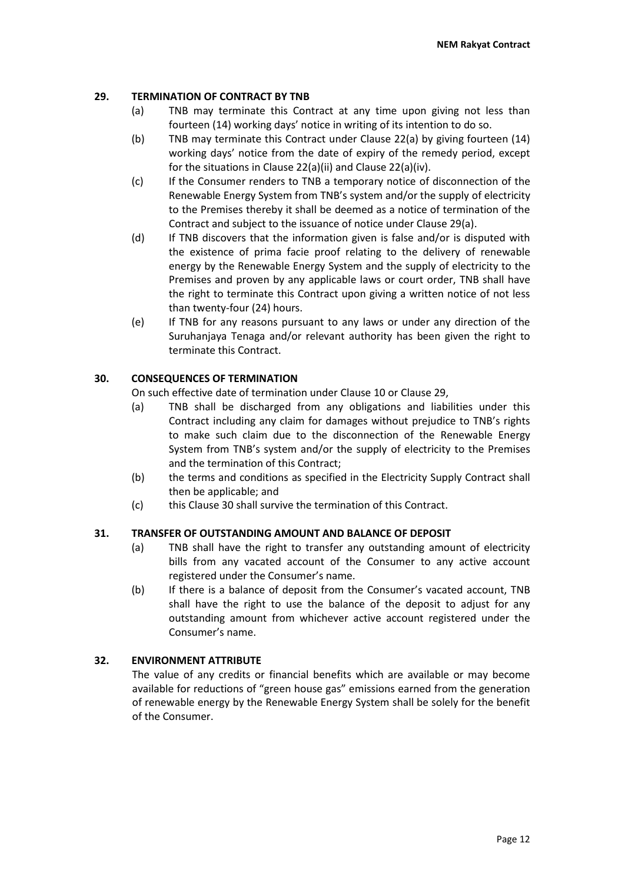## 29. TERMINATION OF CONTRACT BY TNB

(a) TNB may terminate this Contract at any time upon giving not less than fourteen (14) working days' notice in writing of its intention to do so.

(b) TNB may terminate this Contract under Clause 22(a) by giving fourteen (14) working days' notice from the date of expiry of the remedy period, except for the situations in Clause 22(a)(ii) and Clause 22(a)(iv).

(c) If the Consumer renders to TNB a temporary notice of disconnection of the Renewable Energy System from TNB's system and/or the supply of electricity to the Premises thereby it shall be deemed as a notice of termination of the Contract and subject to the issuance of notice under Clause 29(a).

(d) If TNB discovers that the information given is false and/or is disputed with the existence of prima facie proof relating to the delivery of renewable energy by the Renewable Energy System and the supply of electricity to the Premises and proven by any applicable laws or court order, TNB shall have the right to terminate this Contract upon giving a written notice of not less than twenty-four (24) hours.

(e) If TNB for any reasons pursuant to any laws or under any direction of the Suruhanjaya Tenaga and/or relevant authority has been given the right to terminate this Contract.

## 30. CONSEQUENCES OF TERMINATION

On such effective date of termination under Clause 10 or Clause 29,

(a) TNB shall be discharged from any obligations and liabilities under this Contract including any claim for damages without prejudice to TNB's rights to make such claim due to the disconnection of the Renewable Energy System from TNB's system and/or the supply of electricity to the Premises and the termination of this Contract;

(b) the terms and conditions as specified in the Electricity Supply Contract shall then be applicable; and

(c) this Clause 30 shall survive the termination of this Contract.

## 31. TRANSFER OF OUTSTANDING AMOUNT AND BALANCE OF DEPOSIT

(a) TNB shall have the right to transfer any outstanding amount of electricity bills from any vacated account of the Consumer to any active account registered under the Consumer's name.

(b) If there is a balance of deposit from the Consumer's vacated account, TNB shall have the right to use the balance of the deposit to adjust for any outstanding amount from whichever active account registered under the Consumer's name.

## 32. ENVIRONMENT ATTRIBUTE

The value of any credits or financial benefits which are available or may become available for reductions of "green house gas" emissions earned from the generation of renewable energy by the Renewable Energy System shall be solely for the benefit of the Consumer.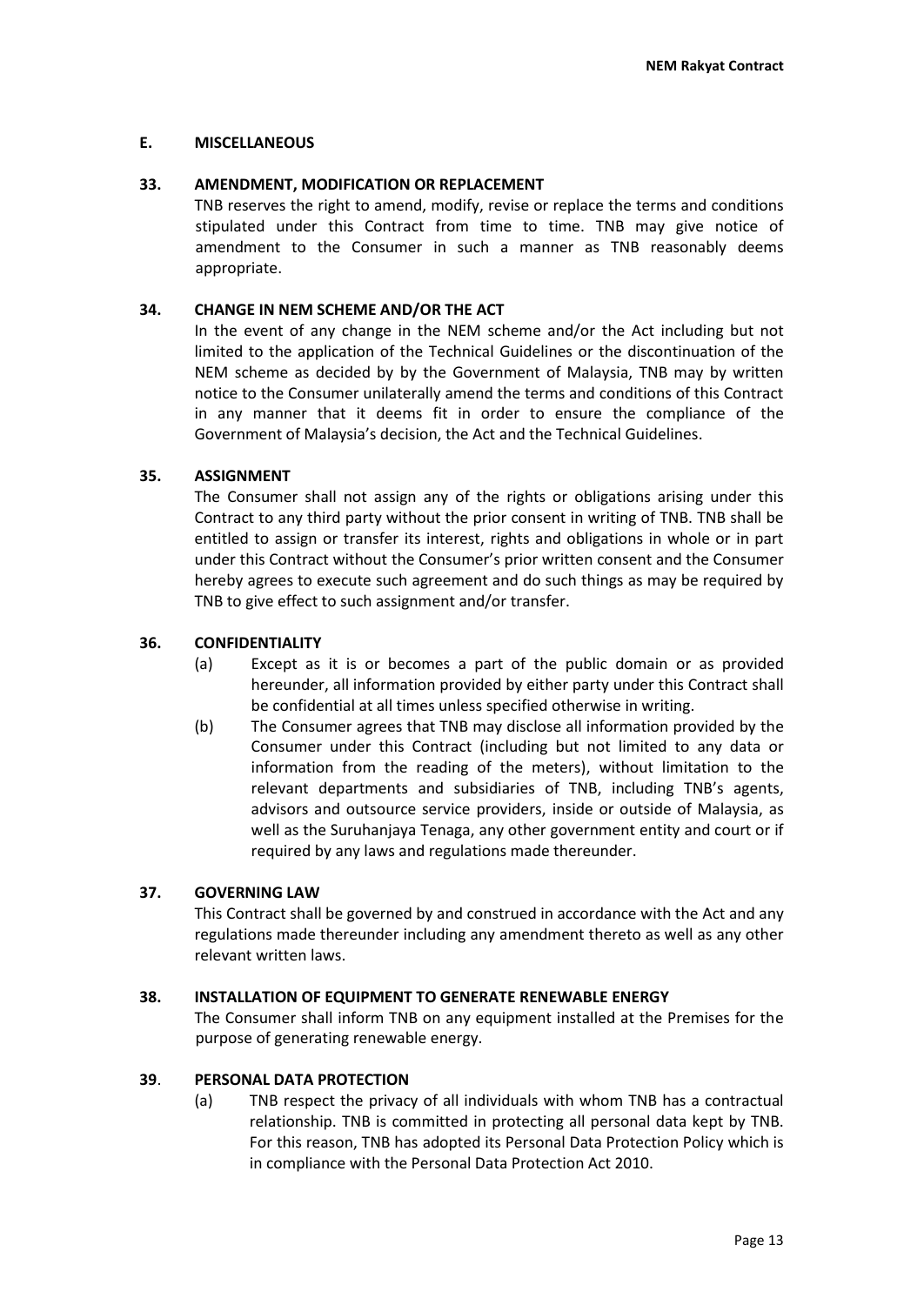## E. MISCELLANEOUS

### 33. AMENDMENT, MODIFICATION OR REPLACEMENT

TNB reserves the right to amend, modify, revise or replace the terms and conditions stipulated under this Contract from time to time. TNB may give notice of amendment to the Consumer in such a manner as TNB reasonably deems appropriate.

### 34. CHANGE IN NEM SCHEME AND/OR THE ACT

In the event of any change in the NEM scheme and/or the Act including but not limited to the application of the Technical Guidelines or the discontinuation of the NEM scheme as decided by by the Government of Malaysia, TNB may by written notice to the Consumer unilaterally amend the terms and conditions of this Contract in any manner that it deems fit in order to ensure the compliance of the Government of Malaysia's decision, the Act and the Technical Guidelines.

### 35. ASSIGNMENT

The Consumer shall not assign any of the rights or obligations arising under this Contract to any third party without the prior consent in writing of TNB. TNB shall be entitled to assign or transfer its interest, rights and obligations in whole or in part under this Contract without the Consumer's prior written consent and the Consumer hereby agrees to execute such agreement and do such things as may be required by TNB to give effect to such assignment and/or transfer.

### 36. CONFIDENTIALITY

(a) Except as it is or becomes a part of the public domain or as provided hereunder, all information provided by either party under this Contract shall be confidential at all times unless specified otherwise in writing.

(b) The Consumer agrees that TNB may disclose all information provided by the Consumer under this Contract (including but not limited to any data or information from the reading of the meters), without limitation to the relevant departments and subsidiaries of TNB, including TNB's agents, advisors and outsource service providers, inside or outside of Malaysia, as well as the Suruhanjaya Tenaga, any other government entity and court or if required by any laws and regulations made thereunder.

### 37. GOVERNING LAW

This Contract shall be governed by and construed in accordance with the Act and any regulations made thereunder including any amendment thereto as well as any other relevant written laws.

### 38. INSTALLATION OF EQUIPMENT TO GENERATE RENEWABLE ENERGY

The Consumer shall inform TNB on any equipment installed at the Premises for the purpose of generating renewable energy.

### 39. PERSONAL DATA PROTECTION

(a) TNB respect the privacy of all individuals with whom TNB has a contractual relationship. TNB is committed in protecting all personal data kept by TNB. For this reason, TNB has adopted its Personal Data Protection Policy which is in compliance with the Personal Data Protection Act 2010.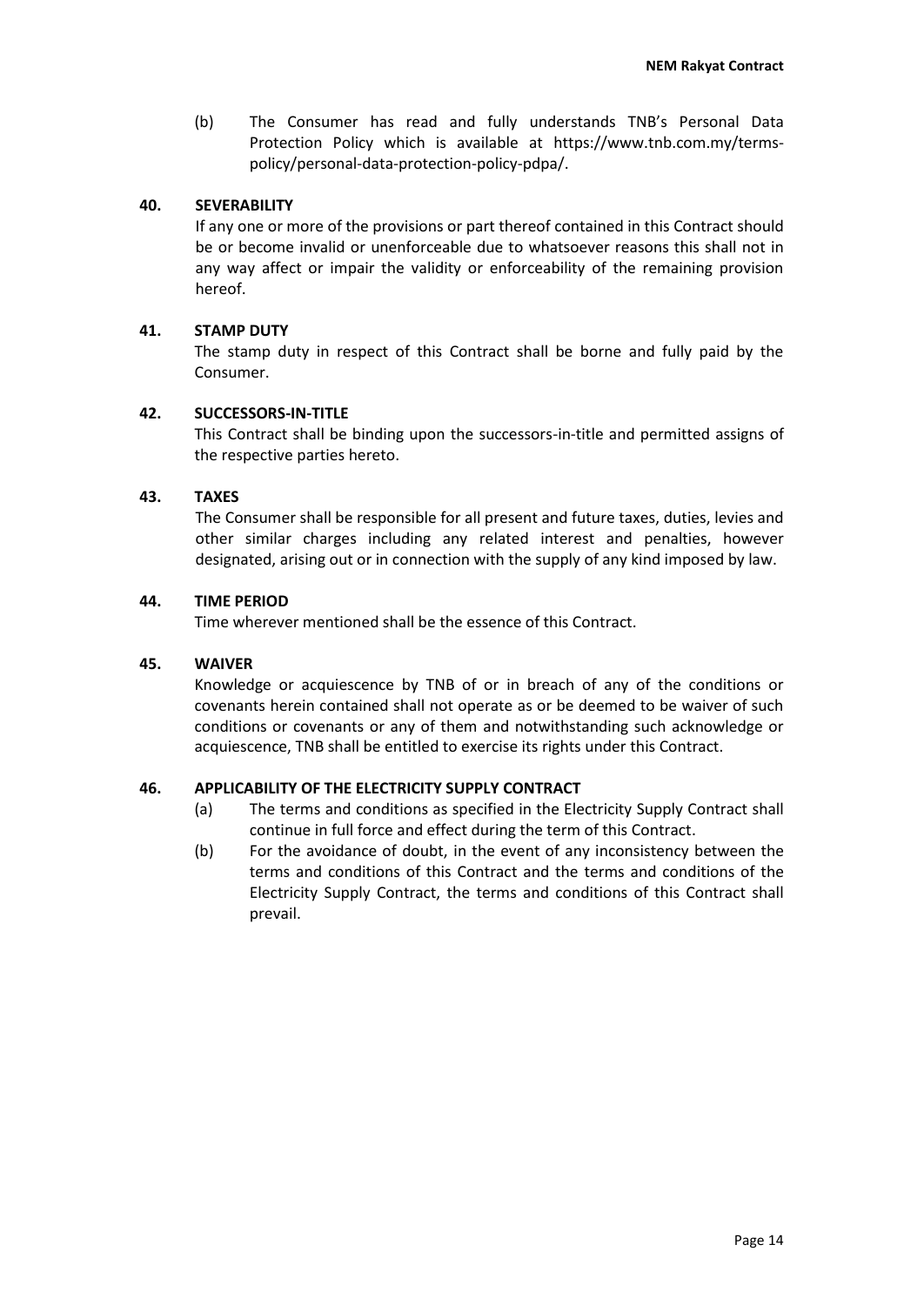(b) The Consumer has read and fully understands TNB's Personal Data Protection Policy which is available at https://www.tnb.com.my/terms-policy/personal-data-protection-policy-pdpa/.

## 40. SEVERABILITY

If any one or more of the provisions or part thereof contained in this Contract should be or become invalid or unenforceable due to whatsoever reasons this shall not in any way affect or impair the validity or enforceability of the remaining provision hereof.

## 41. STAMP DUTY

The stamp duty in respect of this Contract shall be borne and fully paid by the Consumer.

## 42. SUCCESSORS-IN-TITLE

This Contract shall be binding upon the successors-in-title and permitted assigns of the respective parties hereto.

## 43. TAXES

The Consumer shall be responsible for all present and future taxes, duties, levies and other similar charges including any related interest and penalties, however designated, arising out or in connection with the supply of any kind imposed by law.

## 44. TIME PERIOD

Time wherever mentioned shall be the essence of this Contract.

## 45. WAIVER

Knowledge or acquiescence by TNB of or in breach of any of the conditions or covenants herein contained shall not operate as or be deemed to be waiver of such conditions or covenants or any of them and notwithstanding such acknowledge or acquiescence, TNB shall be entitled to exercise its rights under this Contract.

## 46. APPLICABILITY OF THE ELECTRICITY SUPPLY CONTRACT

(a) The terms and conditions as specified in the Electricity Supply Contract shall continue in full force and effect during the term of this Contract.

(b) For the avoidance of doubt, in the event of any inconsistency between the terms and conditions of this Contract and the terms and conditions of the Electricity Supply Contract, the terms and conditions of this Contract shall prevail.